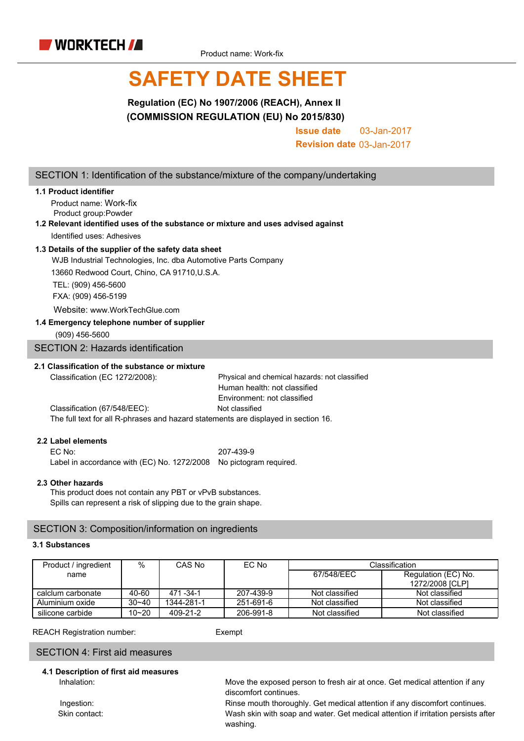Product name: Work-fix

# SAFETY DATE SHEET

**Regulation (EC) No 1907/2006 (REACH), Annex II**

**(COMMISSION REGULATION (EU) No 2015/830)**

**Issue date** 03-Jan-2017

**Revision date** 03-Jan-2017

## SECTION 1: Identification of the substance/mixture of the company/undertaking

**1.1 Product identifier**

Product name: Work-fix

Product group:Powder

**1.2 Relevant identified uses of the substance or mixture and uses advised against**

Identified uses: Adhesives

**1.3 Details of the supplier of the safety data sheet**

WJB Industrial Technologies, Inc. dba Automotive Parts Company

13660 Redwood Court, Chino, CA 91710,U.S.A.

TEL: (909) 456-5600

FXA: (909) 456-5199

Website: www.WorkTechGlue.com

**1.4 Emergency telephone number of supplier**

(909) 456-5600

## SECTION 2: Hazards identification

**2.1 Classification of the substance or mixture**

Classification (EC 1272/2008): Physical and chemical hazards: not classified
Human health: not classified
Environment: not classified

Classification (67/548/EEC): Not classified

The full text for all R-phrases and hazard statements are displayed in section 16.

**2.2 Label elements**

EC No: 207-439-9

Label in accordance with (EC) No. 1272/2008 No pictogram required.

**2.3 Other hazards**

This product does not contain any PBT or vPvB substances.

Spills can represent a risk of slipping due to the grain shape.

## SECTION 3: Composition/information on ingredients

**3.1 Substances**

| Product / ingredient name | % | CAS No | EC No | Classification | |
|---|---|---|---|---|---|
| | | | | 67/548/EEC | Regulation (EC) No. 1272/2008 [CLP] |
| calclum carbonate | 40-60 | 471 -34-1 | 207-439-9 | Not classified | Not classified |
| Aluminium oxide | 30~40 | 1344-281-1 | 251-691-6 | Not classified | Not classified |
| silicone carbide | 10~20 | 409-21-2 | 206-991-8 | Not classified | Not classified |

REACH Registration number: Exempt

## SECTION 4: First aid measures

**4.1 Description of first aid measures**

Inhalation: Move the exposed person to fresh air at once. Get medical attention if any discomfort continues.

Ingestion: Rinse mouth thoroughly. Get medical attention if any discomfort continues.

Skin contact: Wash skin with soap and water. Get medical attention if irritation persists after washing.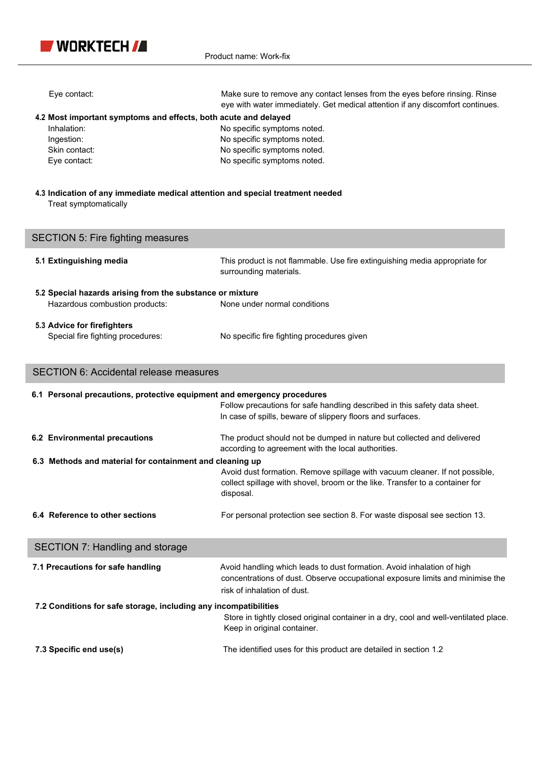Eye contact: Make sure to remove any contact lenses from the eyes before rinsing. Rinse eye with water immediately. Get medical attention if any discomfort continues.

**4.2 Most important symptoms and effects, both acute and delayed**

| | |
|---|---|
| Inhalation: | No specific symptoms noted. |
| Ingestion: | No specific symptoms noted. |
| Skin contact: | No specific symptoms noted. |
| Eye contact: | No specific symptoms noted. |

**4.3 Indication of any immediate medical attention and special treatment needed**

Treat symptomatically

## SECTION 5: Fire fighting measures

**5.1 Extinguishing media**

This product is not flammable. Use fire extinguishing media appropriate for surrounding materials.

**5.2 Special hazards arising from the substance or mixture**

Hazardous combustion products: None under normal conditions

**5.3 Advice for firefighters**

Special fire fighting procedures: No specific fire fighting procedures given

## SECTION 6: Accidental release measures

**6.1 Personal precautions, protective equipment and emergency procedures**

Follow precautions for safe handling described in this safety data sheet.
In case of spills, beware of slippery floors and surfaces.

**6.2 Environmental precautions**

The product should not be dumped in nature but collected and delivered according to agreement with the local authorities.

**6.3 Methods and material for containment and cleaning up**

Avoid dust formation. Remove spillage with vacuum cleaner. If not possible, collect spillage with shovel, broom or the like. Transfer to a container for disposal.

**6.4 Reference to other sections**

For personal protection see section 8. For waste disposal see section 13.

## SECTION 7: Handling and storage

**7.1 Precautions for safe handling**

Avoid handling which leads to dust formation. Avoid inhalation of high concentrations of dust. Observe occupational exposure limits and minimise the risk of inhalation of dust.

**7.2 Conditions for safe storage, including any incompatibilities**

Store in tightly closed original container in a dry, cool and well-ventilated place.
Keep in original container.

**7.3 Specific end use(s)**

The identified uses for this product are detailed in section 1.2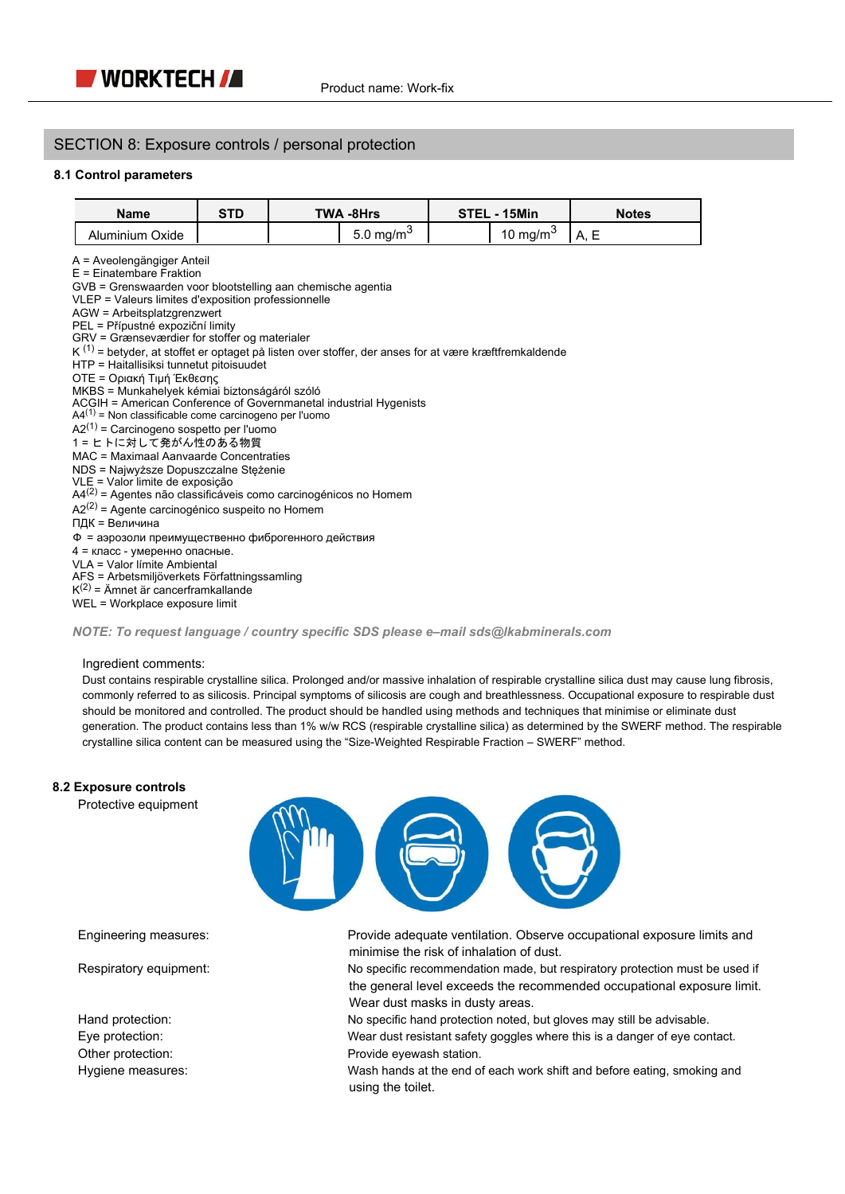Product name: Work-fix

## SECTION 8: Exposure controls / personal protection

### 8.1 Control parameters

| Name | STD | TWA -8Hrs | | STEL - 15Min | | Notes |
|---|---|---|---|---|---|---|
| Aluminium Oxide | | | 5.0 $mg/m^3$ | | 10 $mg/m^3$ | A, E |

A = Aveolengängiger Anteil
E = Einatembare Fraktion
GVB = Grenswaarden voor blootstelling aan chemische agentia
VLEP = Valeurs limites d'exposition professionnelle
AGW = Arbeitsplatzgrenzwert
PEL = Přípustné expoziční limity
GRV = Grænseværdier for stoffer og materialer
K [(1)] = betyder, at stoffet er optaget på listen over stoffer, der anses for at være kræftfremkaldende
HTP = Haitallisiksi tunnetut pitoisuudet
OTE = Οριακή Τιμή Έκθεσης
MKBS = Munkahelyek kémiai biztonságáról szóló
ACGIH = American Conference of Governmanetal industrial Hygenists
A4[(1)] = Non classificable come carcinogeno per l'uomo
A2[(1)] = Carcinogeno sospetto per l'uomo
1 = ヒトに対して発がん性のある物質
MAC = Maximaal Aanvaarde Concentraties
NDS = Najwyższe Dopuszczalne Stężenie
VLE = Valor limite de exposição
A4[(2)] = Agentes não classificáveis como carcinogénicos no Homem
A2[(2)] = Agente carcinogénico suspeito no Homem
ПДК = Величина
Ф = аэрозоли преимущественно фиброгенного действия
4 = класс - умеренно опасные.
VLA = Valor límite Ambiental
AFS = Arbetsmiljöverkets Författningssamling
K[(2)] = Ämnet är cancerframkallande
WEL = Workplace exposure limit

*NOTE: To request language / country specific SDS please e–mail sds@lkabminerals.com*

Ingredient comments:
Dust contains respirable crystalline silica. Prolonged and/or massive inhalation of respirable crystalline silica dust may cause lung fibrosis, commonly referred to as silicosis. Principal symptoms of silicosis are cough and breathlessness. Occupational exposure to respirable dust should be monitored and controlled. The product should be handled using methods and techniques that minimise or eliminate dust generation. The product contains less than 1% w/w RCS (respirable crystalline silica) as determined by the SWERF method. The respirable crystalline silica content can be measured using the "Size-Weighted Respirable Fraction – SWERF" method.

### 8.2 Exposure controls

Protective equipment

Engineering measures: Provide adequate ventilation. Observe occupational exposure limits and minimise the risk of inhalation of dust.

Respiratory equipment: No specific recommendation made, but respiratory protection must be used if the general level exceeds the recommended occupational exposure limit. Wear dust masks in dusty areas.

Hand protection: No specific hand protection noted, but gloves may still be advisable.

Eye protection: Wear dust resistant safety goggles where this is a danger of eye contact.

Other protection: Provide eyewash station.

Hygiene measures: Wash hands at the end of each work shift and before eating, smoking and using the toilet.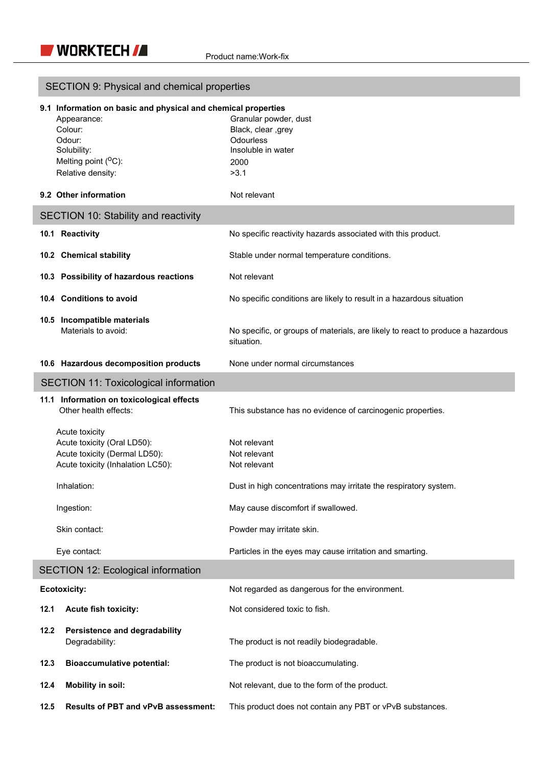## SECTION 9: Physical and chemical properties

**9.1 Information on basic and physical and chemical properties**

| | |
|---|---|
| Appearance: | Granular powder, dust |
| Colour: | Black, clear ,grey |
| Odour: | Odourless |
| Solubility: | Insoluble in water |
| Melting point ($^{O}C$): | 2000 |
| Relative density: | >3.1 |

**9.2 Other information** — Not relevant

## SECTION 10: Stability and reactivity

**10.1 Reactivity** — No specific reactivity hazards associated with this product.

**10.2 Chemical stability** — Stable under normal temperature conditions.

**10.3 Possibility of hazardous reactions** — Not relevant

**10.4 Conditions to avoid** — No specific conditions are likely to result in a hazardous situation

**10.5 Incompatible materials**

Materials to avoid: No specific, or groups of materials, are likely to react to produce a hazardous situation.

**10.6 Hazardous decomposition products** — None under normal circumstances

## SECTION 11: Toxicological information

**11.1 Information on toxicological effects**

Other health effects: This substance has no evidence of carcinogenic properties.

Acute toxicity

| | |
|---|---|
| Acute toxicity (Oral LD50): | Not relevant |
| Acute toxicity (Dermal LD50): | Not relevant |
| Acute toxicity (Inhalation LC50): | Not relevant |

Inhalation: Dust in high concentrations may irritate the respiratory system.

Ingestion: May cause discomfort if swallowed.

Skin contact: Powder may irritate skin.

Eye contact: Particles in the eyes may cause irritation and smarting.

## SECTION 12: Ecological information

**Ecotoxicity:** Not regarded as dangerous for the environment.

**12.1 Acute fish toxicity:** Not considered toxic to fish.

**12.2 Persistence and degradability**

Degradability: The product is not readily biodegradable.

**12.3 Bioaccumulative potential:** The product is not bioaccumulating.

**12.4 Mobility in soil:** Not relevant, due to the form of the product.

**12.5 Results of PBT and vPvB assessment:** This product does not contain any PBT or vPvB substances.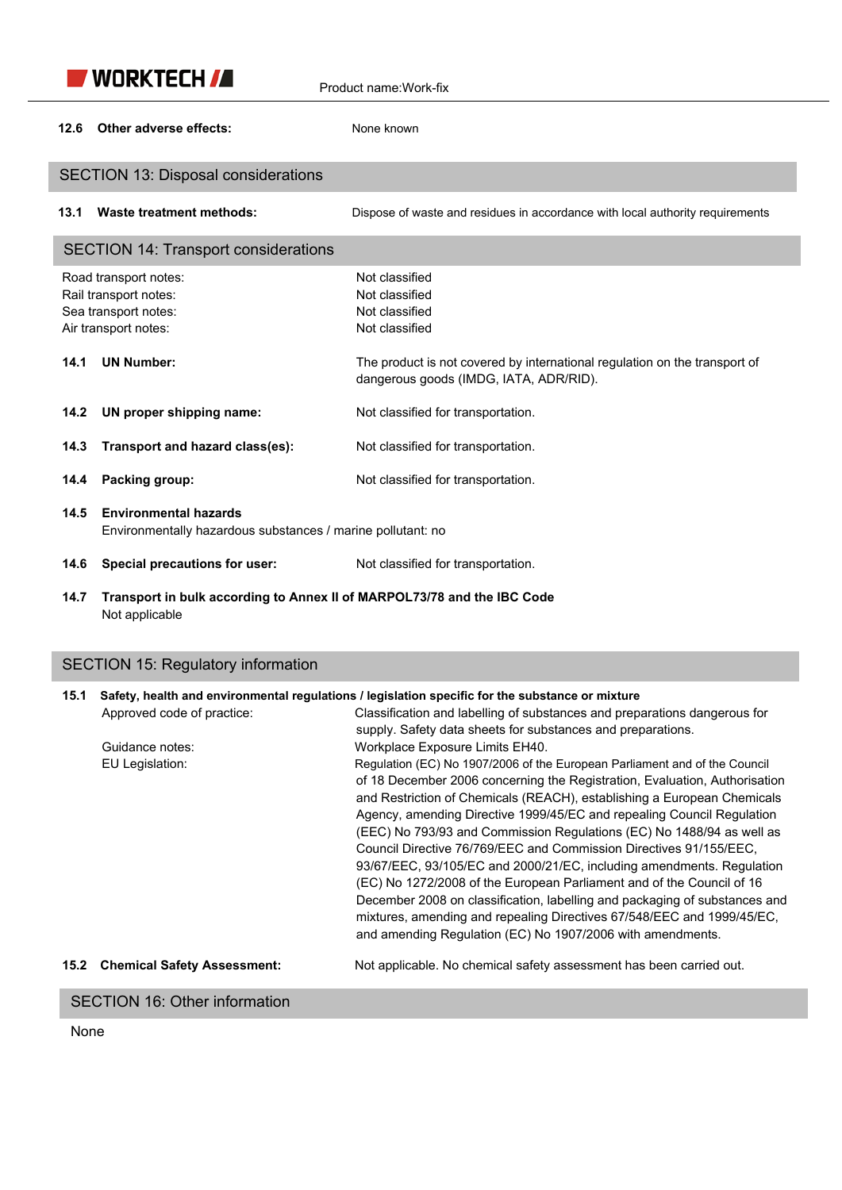**12.6 Other adverse effects:** None known

## SECTION 13: Disposal considerations

**13.1 Waste treatment methods:** Dispose of waste and residues in accordance with local authority requirements

## SECTION 14: Transport considerations

| | |
|---|---|
| Road transport notes: | Not classified |
| Rail transport notes: | Not classified |
| Sea transport notes: | Not classified |
| Air transport notes: | Not classified |

**14.1 UN Number:** The product is not covered by international regulation on the transport of dangerous goods (IMDG, IATA, ADR/RID).

**14.2 UN proper shipping name:** Not classified for transportation.

**14.3 Transport and hazard class(es):** Not classified for transportation.

**14.4 Packing group:** Not classified for transportation.

**14.5 Environmental hazards**
Environmentally hazardous substances / marine pollutant: no

**14.6 Special precautions for user:** Not classified for transportation.

**14.7 Transport in bulk according to Annex II of MARPOL73/78 and the IBC Code**
Not applicable

## SECTION 15: Regulatory information

**15.1 Safety, health and environmental regulations / legislation specific for the substance or mixture**

Approved code of practice: Classification and labelling of substances and preparations dangerous for supply. Safety data sheets for substances and preparations.

Guidance notes: Workplace Exposure Limits EH40.

EU Legislation: Regulation (EC) No 1907/2006 of the European Parliament and of the Council of 18 December 2006 concerning the Registration, Evaluation, Authorisation and Restriction of Chemicals (REACH), establishing a European Chemicals Agency, amending Directive 1999/45/EC and repealing Council Regulation (EEC) No 793/93 and Commission Regulations (EC) No 1488/94 as well as Council Directive 76/769/EEC and Commission Directives 91/155/EEC, 93/67/EEC, 93/105/EC and 2000/21/EC, including amendments. Regulation (EC) No 1272/2008 of the European Parliament and of the Council of 16 December 2008 on classification, labelling and packaging of substances and mixtures, amending and repealing Directives 67/548/EEC and 1999/45/EC, and amending Regulation (EC) No 1907/2006 with amendments.

**15.2 Chemical Safety Assessment:** Not applicable. No chemical safety assessment has been carried out.

## SECTION 16: Other information

None